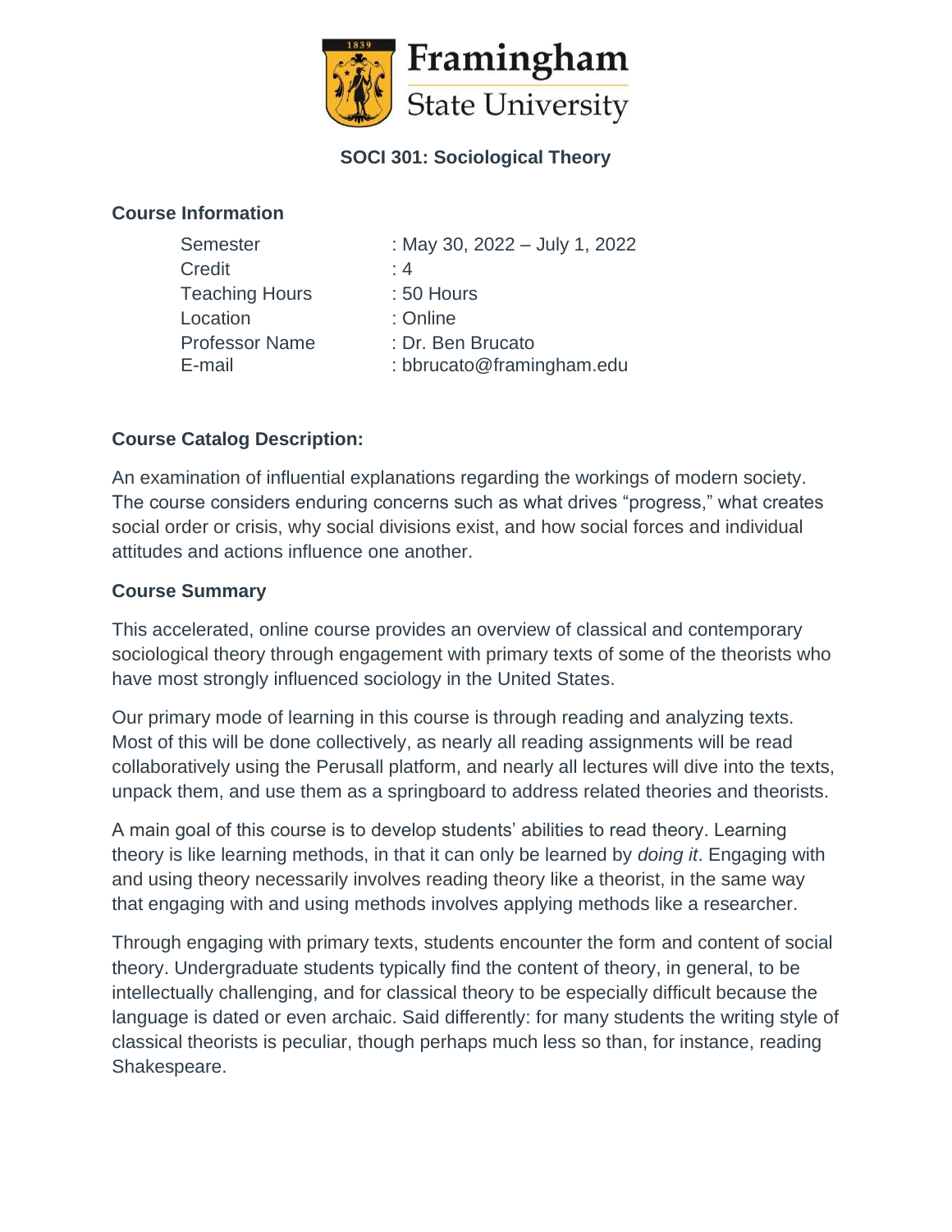Framingham State University

# SOCI 301: Sociological Theory

## Course Information

| | |
|---|---|
| Semester | : May 30, 2022 – July 1, 2022 |
| Credit | : 4 |
| Teaching Hours | : 50 Hours |
| Location | : Online |
| Professor Name | : Dr. Ben Brucato |
| E-mail | : bbrucato@framingham.edu |

## Course Catalog Description:

An examination of influential explanations regarding the workings of modern society. The course considers enduring concerns such as what drives "progress," what creates social order or crisis, why social divisions exist, and how social forces and individual attitudes and actions influence one another.

## Course Summary

This accelerated, online course provides an overview of classical and contemporary sociological theory through engagement with primary texts of some of the theorists who have most strongly influenced sociology in the United States.

Our primary mode of learning in this course is through reading and analyzing texts. Most of this will be done collectively, as nearly all reading assignments will be read collaboratively using the Perusall platform, and nearly all lectures will dive into the texts, unpack them, and use them as a springboard to address related theories and theorists.

A main goal of this course is to develop students' abilities to read theory. Learning theory is like learning methods, in that it can only be learned by *doing it*. Engaging with and using theory necessarily involves reading theory like a theorist, in the same way that engaging with and using methods involves applying methods like a researcher.

Through engaging with primary texts, students encounter the form and content of social theory. Undergraduate students typically find the content of theory, in general, to be intellectually challenging, and for classical theory to be especially difficult because the language is dated or even archaic. Said differently: for many students the writing style of classical theorists is peculiar, though perhaps much less so than, for instance, reading Shakespeare.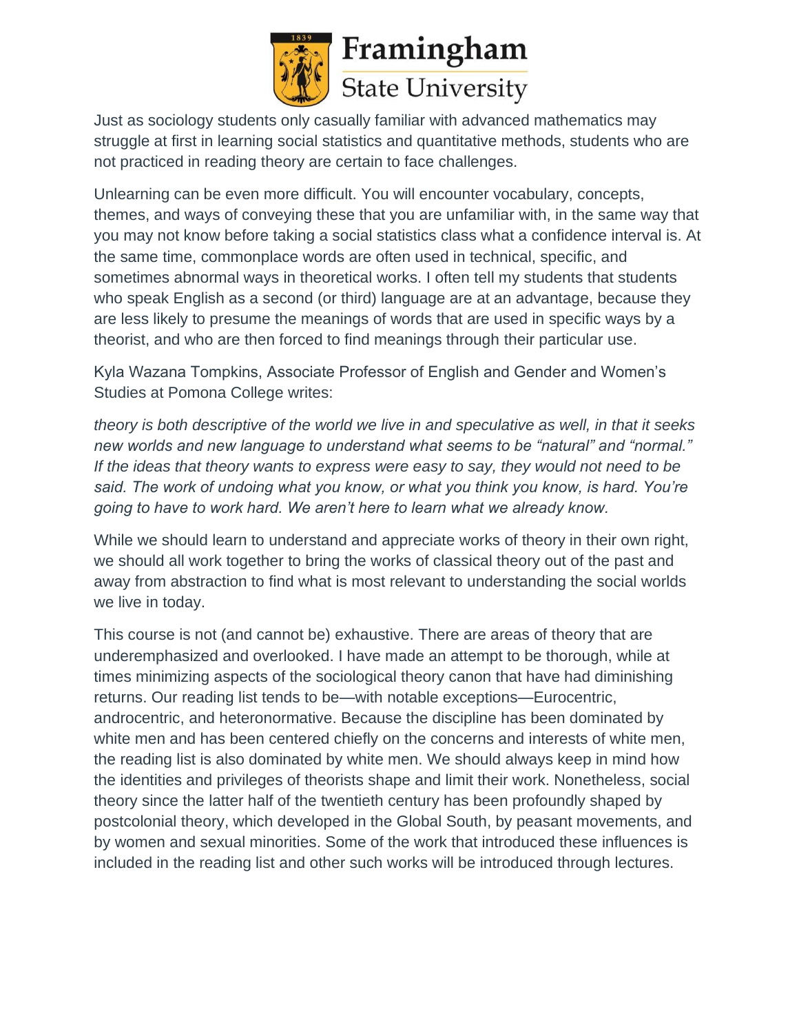Just as sociology students only casually familiar with advanced mathematics may struggle at first in learning social statistics and quantitative methods, students who are not practiced in reading theory are certain to face challenges.

Unlearning can be even more difficult. You will encounter vocabulary, concepts, themes, and ways of conveying these that you are unfamiliar with, in the same way that you may not know before taking a social statistics class what a confidence interval is. At the same time, commonplace words are often used in technical, specific, and sometimes abnormal ways in theoretical works. I often tell my students that students who speak English as a second (or third) language are at an advantage, because they are less likely to presume the meanings of words that are used in specific ways by a theorist, and who are then forced to find meanings through their particular use.

Kyla Wazana Tompkins, Associate Professor of English and Gender and Women's Studies at Pomona College writes:

*theory is both descriptive of the world we live in and speculative as well, in that it seeks new worlds and new language to understand what seems to be "natural" and "normal." If the ideas that theory wants to express were easy to say, they would not need to be said. The work of undoing what you know, or what you think you know, is hard. You're going to have to work hard. We aren't here to learn what we already know.*

While we should learn to understand and appreciate works of theory in their own right, we should all work together to bring the works of classical theory out of the past and away from abstraction to find what is most relevant to understanding the social worlds we live in today.

This course is not (and cannot be) exhaustive. There are areas of theory that are underemphasized and overlooked. I have made an attempt to be thorough, while at times minimizing aspects of the sociological theory canon that have had diminishing returns. Our reading list tends to be—with notable exceptions—Eurocentric, androcentric, and heteronormative. Because the discipline has been dominated by white men and has been centered chiefly on the concerns and interests of white men, the reading list is also dominated by white men. We should always keep in mind how the identities and privileges of theorists shape and limit their work. Nonetheless, social theory since the latter half of the twentieth century has been profoundly shaped by postcolonial theory, which developed in the Global South, by peasant movements, and by women and sexual minorities. Some of the work that introduced these influences is included in the reading list and other such works will be introduced through lectures.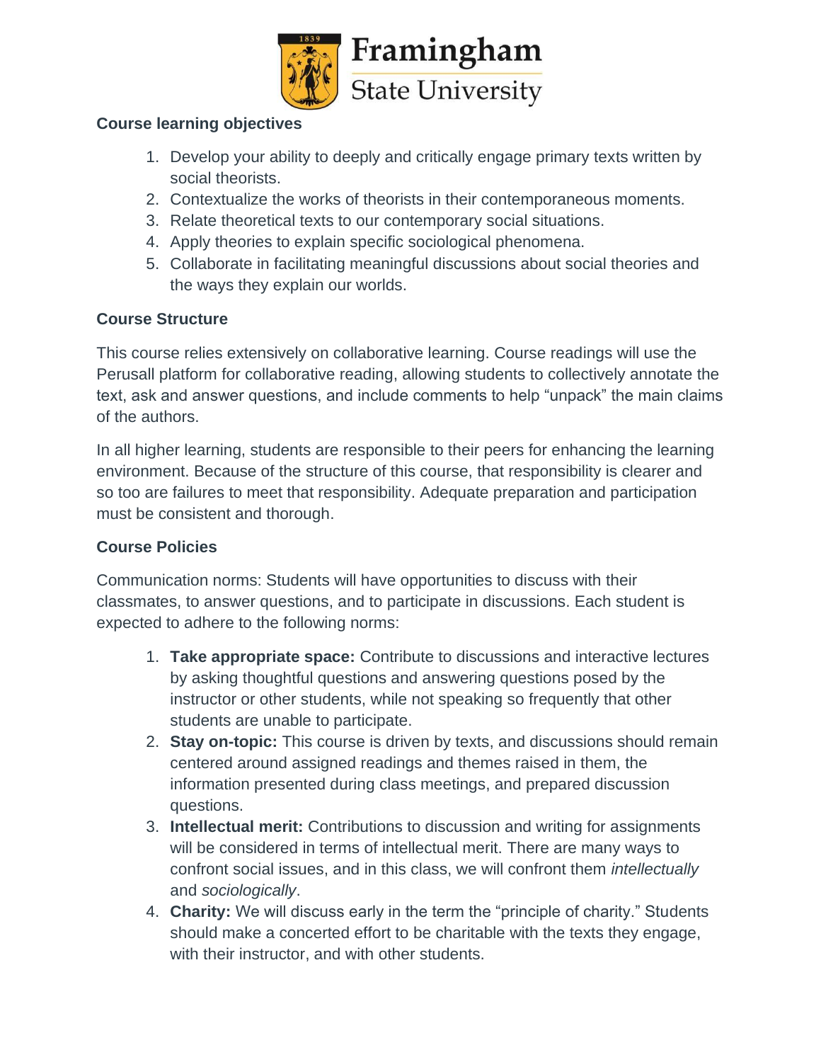**Course learning objectives**

1. Develop your ability to deeply and critically engage primary texts written by social theorists.
2. Contextualize the works of theorists in their contemporaneous moments.
3. Relate theoretical texts to our contemporary social situations.
4. Apply theories to explain specific sociological phenomena.
5. Collaborate in facilitating meaningful discussions about social theories and the ways they explain our worlds.

**Course Structure**

This course relies extensively on collaborative learning. Course readings will use the Perusall platform for collaborative reading, allowing students to collectively annotate the text, ask and answer questions, and include comments to help "unpack" the main claims of the authors.

In all higher learning, students are responsible to their peers for enhancing the learning environment. Because of the structure of this course, that responsibility is clearer and so too are failures to meet that responsibility. Adequate preparation and participation must be consistent and thorough.

**Course Policies**

Communication norms: Students will have opportunities to discuss with their classmates, to answer questions, and to participate in discussions. Each student is expected to adhere to the following norms:

1. **Take appropriate space:** Contribute to discussions and interactive lectures by asking thoughtful questions and answering questions posed by the instructor or other students, while not speaking so frequently that other students are unable to participate.
2. **Stay on-topic:** This course is driven by texts, and discussions should remain centered around assigned readings and themes raised in them, the information presented during class meetings, and prepared discussion questions.
3. **Intellectual merit:** Contributions to discussion and writing for assignments will be considered in terms of intellectual merit. There are many ways to confront social issues, and in this class, we will confront them *intellectually* and *sociologically*.
4. **Charity:** We will discuss early in the term the "principle of charity." Students should make a concerted effort to be charitable with the texts they engage, with their instructor, and with other students.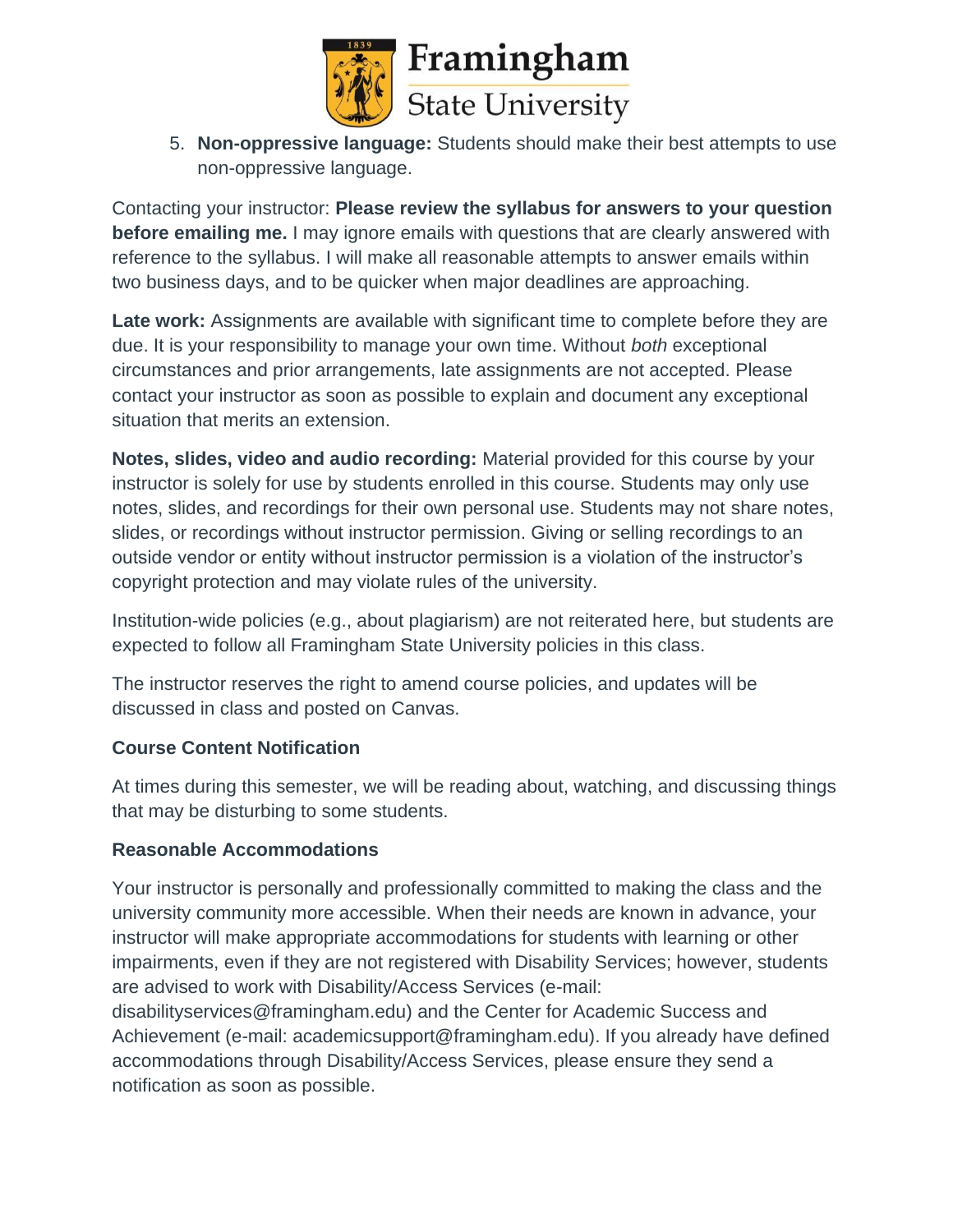5. **Non-oppressive language:** Students should make their best attempts to use non-oppressive language.

Contacting your instructor: **Please review the syllabus for answers to your question before emailing me.** I may ignore emails with questions that are clearly answered with reference to the syllabus. I will make all reasonable attempts to answer emails within two business days, and to be quicker when major deadlines are approaching.

**Late work:** Assignments are available with significant time to complete before they are due. It is your responsibility to manage your own time. Without *both* exceptional circumstances and prior arrangements, late assignments are not accepted. Please contact your instructor as soon as possible to explain and document any exceptional situation that merits an extension.

**Notes, slides, video and audio recording:** Material provided for this course by your instructor is solely for use by students enrolled in this course. Students may only use notes, slides, and recordings for their own personal use. Students may not share notes, slides, or recordings without instructor permission. Giving or selling recordings to an outside vendor or entity without instructor permission is a violation of the instructor's copyright protection and may violate rules of the university.

Institution-wide policies (e.g., about plagiarism) are not reiterated here, but students are expected to follow all Framingham State University policies in this class.

The instructor reserves the right to amend course policies, and updates will be discussed in class and posted on Canvas.

### Course Content Notification

At times during this semester, we will be reading about, watching, and discussing things that may be disturbing to some students.

### Reasonable Accommodations

Your instructor is personally and professionally committed to making the class and the university community more accessible. When their needs are known in advance, your instructor will make appropriate accommodations for students with learning or other impairments, even if they are not registered with Disability Services; however, students are advised to work with Disability/Access Services (e-mail: disabilityservices@framingham.edu) and the Center for Academic Success and Achievement (e-mail: academicsupport@framingham.edu). If you already have defined accommodations through Disability/Access Services, please ensure they send a notification as soon as possible.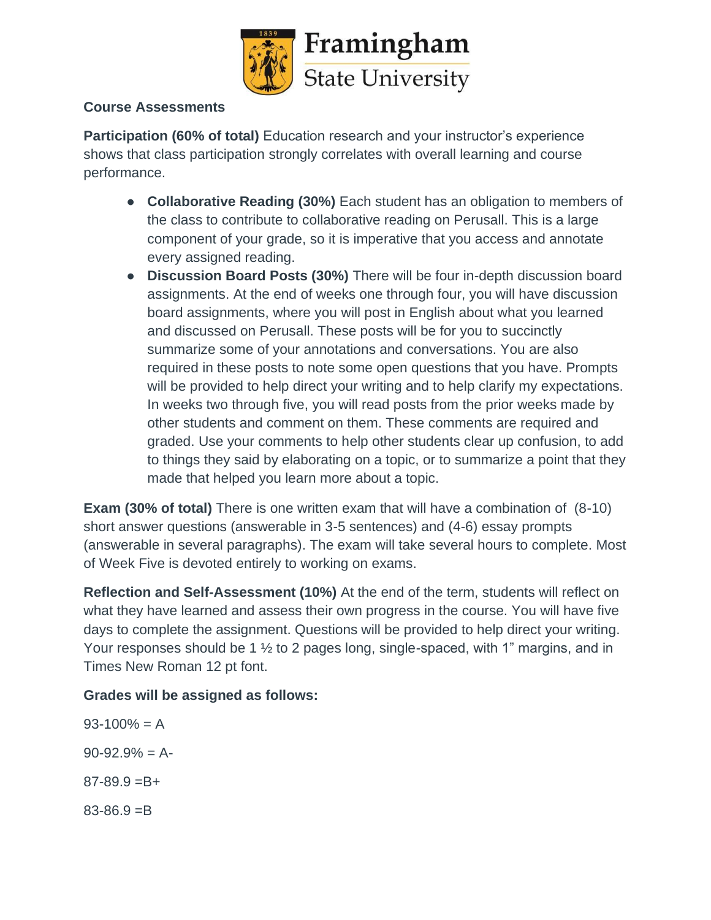**Course Assessments**

**Participation (60% of total)** Education research and your instructor's experience shows that class participation strongly correlates with overall learning and course performance.

- **Collaborative Reading (30%)** Each student has an obligation to members of the class to contribute to collaborative reading on Perusall. This is a large component of your grade, so it is imperative that you access and annotate every assigned reading.
- **Discussion Board Posts (30%)** There will be four in-depth discussion board assignments. At the end of weeks one through four, you will have discussion board assignments, where you will post in English about what you learned and discussed on Perusall. These posts will be for you to succinctly summarize some of your annotations and conversations. You are also required in these posts to note some open questions that you have. Prompts will be provided to help direct your writing and to help clarify my expectations. In weeks two through five, you will read posts from the prior weeks made by other students and comment on them. These comments are required and graded. Use your comments to help other students clear up confusion, to add to things they said by elaborating on a topic, or to summarize a point that they made that helped you learn more about a topic.

**Exam (30% of total)** There is one written exam that will have a combination of (8-10) short answer questions (answerable in 3-5 sentences) and (4-6) essay prompts (answerable in several paragraphs). The exam will take several hours to complete. Most of Week Five is devoted entirely to working on exams.

**Reflection and Self-Assessment (10%)** At the end of the term, students will reflect on what they have learned and assess their own progress in the course. You will have five days to complete the assignment. Questions will be provided to help direct your writing. Your responses should be 1 ½ to 2 pages long, single-spaced, with 1" margins, and in Times New Roman 12 pt font.

**Grades will be assigned as follows:**

93-100% = A

90-92.9% = A-

87-89.9 =B+

83-86.9 =B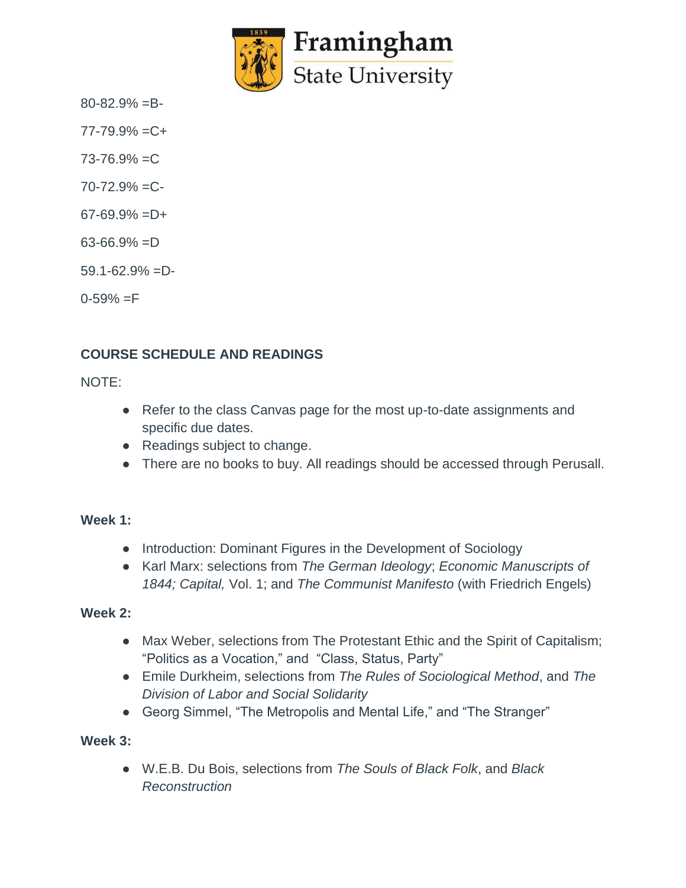80-82.9% =B-

77-79.9% =C+

73-76.9% =C

70-72.9% =C-

67-69.9% =D+

63-66.9% =D

59.1-62.9% =D-

0-59% =F

## COURSE SCHEDULE AND READINGS

NOTE:

- Refer to the class Canvas page for the most up-to-date assignments and specific due dates.
- Readings subject to change.
- There are no books to buy. All readings should be accessed through Perusall.

**Week 1:**

- Introduction: Dominant Figures in the Development of Sociology
- Karl Marx: selections from *The German Ideology*; *Economic Manuscripts of 1844; Capital,* Vol. 1; and *The Communist Manifesto* (with Friedrich Engels)

**Week 2:**

- Max Weber, selections from The Protestant Ethic and the Spirit of Capitalism; "Politics as a Vocation," and "Class, Status, Party"
- Emile Durkheim, selections from *The Rules of Sociological Method*, and *The Division of Labor and Social Solidarity*
- Georg Simmel, "The Metropolis and Mental Life," and "The Stranger"

**Week 3:**

- W.E.B. Du Bois, selections from *The Souls of Black Folk*, and *Black Reconstruction*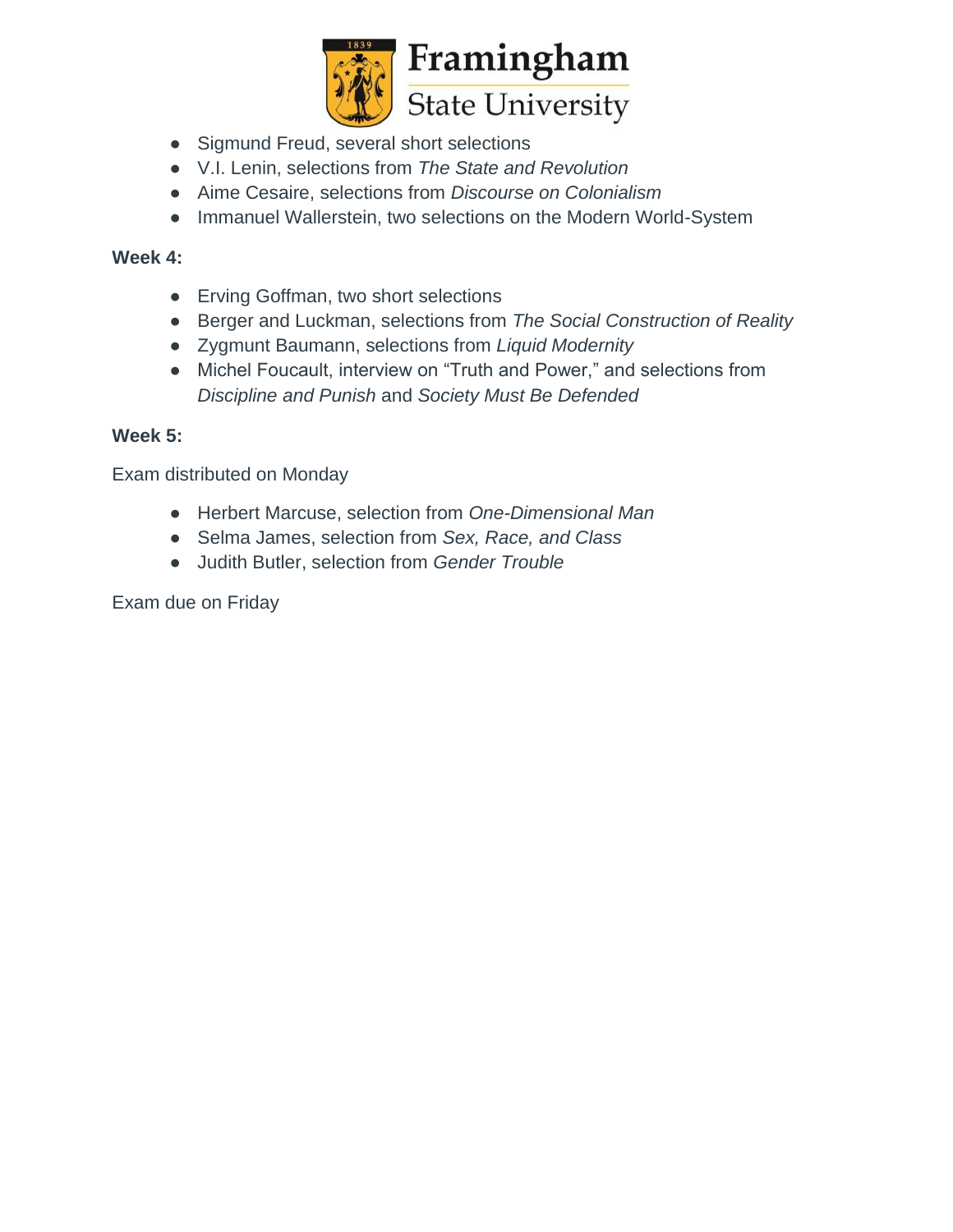- Sigmund Freud, several short selections
- V.I. Lenin, selections from *The State and Revolution*
- Aime Cesaire, selections from *Discourse on Colonialism*
- Immanuel Wallerstein, two selections on the Modern World-System

**Week 4:**

- Erving Goffman, two short selections
- Berger and Luckman, selections from *The Social Construction of Reality*
- Zygmunt Baumann, selections from *Liquid Modernity*
- Michel Foucault, interview on “Truth and Power,” and selections from *Discipline and Punish* and *Society Must Be Defended*

**Week 5:**

Exam distributed on Monday

- Herbert Marcuse, selection from *One-Dimensional Man*
- Selma James, selection from *Sex, Race, and Class*
- Judith Butler, selection from *Gender Trouble*

Exam due on Friday